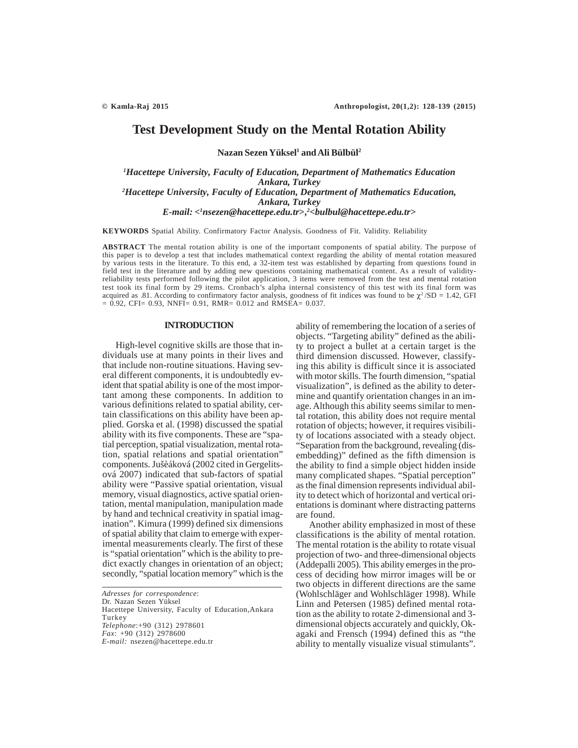# Test Development Study on the Mental Rotation Ability

**Nazan Sezen Yüksel[1] and Ali Bülbül[2]**

*[1]Hacettepe University, Faculty of Education, Department of Mathematics Education Ankara, Turkey*
*[2]Hacettepe University, Faculty of Education, Department of Mathematics Education, Ankara, Turkey*
*E-mail: <[1]nsezen@hacettepe.edu.tr>,[2]<bulbul@hacettepe.edu.tr>*

**KEYWORDS** Spatial Ability. Confirmatory Factor Analysis. Goodness of Fit. Validity. Reliability

**ABSTRACT** The mental rotation ability is one of the important components of spatial ability. The purpose of this paper is to develop a test that includes mathematical context regarding the ability of mental rotation measured by various tests in the literature. To this end, a 32-item test was established by departing from questions found in field test in the literature and by adding new questions containing mathematical content. As a result of validity-reliability tests performed following the pilot application, 3 items were removed from the test and mental rotation test took its final form by 29 items. Cronbach's alpha internal consistency of this test with its final form was acquired as .81. According to confirmatory factor analysis, goodness of fit indices was found to be $\chi^2$/SD = 1.42, GFI = 0.92, CFI= 0.93, NNFI= 0.91, RMR= 0.012 and RMSEA= 0.037.

## INTRODUCTION

High-level cognitive skills are those that individuals use at many points in their lives and that include non-routine situations. Having several different components, it is undoubtedly evident that spatial ability is one of the most important among these components. In addition to various definitions related to spatial ability, certain classifications on this ability have been applied. Gorska et al. (1998) discussed the spatial ability with its five components. These are "spatial perception, spatial visualization, mental rotation, spatial relations and spatial orientation" components. Jušèáková (2002 cited in Gergelitsová 2007) indicated that sub-factors of spatial ability were "Passive spatial orientation, visual memory, visual diagnostics, active spatial orientation, mental manipulation, manipulation made by hand and technical creativity in spatial imagination". Kimura (1999) defined six dimensions of spatial ability that claim to emerge with experimental measurements clearly. The first of these is "spatial orientation" which is the ability to predict exactly changes in orientation of an object; secondly, "spatial location memory" which is the ability of remembering the location of a series of objects. "Targeting ability" defined as the ability to project a bullet at a certain target is the third dimension discussed. However, classifying this ability is difficult since it is associated with motor skills. The fourth dimension, "spatial visualization", is defined as the ability to determine and quantify orientation changes in an image. Although this ability seems similar to mental rotation, this ability does not require mental rotation of objects; however, it requires visibility of locations associated with a steady object. "Separation from the background, revealing (disembedding)" defined as the fifth dimension is the ability to find a simple object hidden inside many complicated shapes. "Spatial perception" as the final dimension represents individual ability to detect which of horizontal and vertical orientations is dominant where distracting patterns are found.

Another ability emphasized in most of these classifications is the ability of mental rotation. The mental rotation is the ability to rotate visual projection of two- and three-dimensional objects (Addepalli 2005). This ability emerges in the process of deciding how mirror images will be or two objects in different directions are the same (Wohlschläger and Wohlschläger 1998). While Linn and Petersen (1985) defined mental rotation as the ability to rotate 2-dimensional and 3-dimensional objects accurately and quickly, Okagaki and Frensch (1994) defined this as "the ability to mentally visualize visual stimulants".

*Adresses for correspondence*:
Dr. Nazan Sezen Yüksel
Hacettepe University, Faculty of Education,Ankara Turkey
*Telephone*:+90 (312) 2978601
*Fax*: +90 (312) 2978600
*E-mail:* nsezen@hacettepe.edu.tr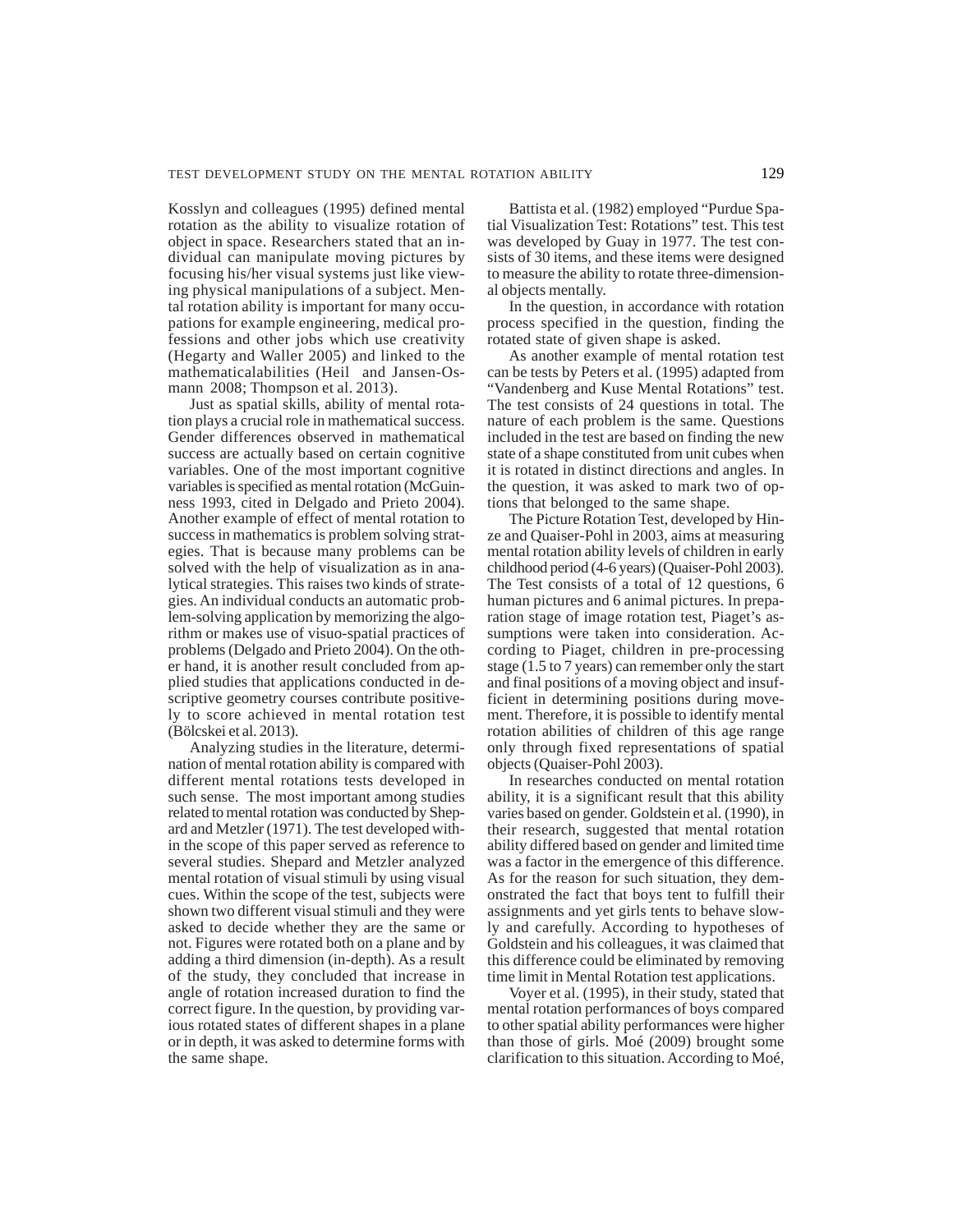Kosslyn and colleagues (1995) defined mental rotation as the ability to visualize rotation of object in space. Researchers stated that an individual can manipulate moving pictures by focusing his/her visual systems just like viewing physical manipulations of a subject. Mental rotation ability is important for many occupations for example engineering, medical professions and other jobs which use creativity (Hegarty and Waller 2005) and linked to the mathematicalabilities (Heil and Jansen-Osmann 2008; Thompson et al. 2013).

Just as spatial skills, ability of mental rotation plays a crucial role in mathematical success. Gender differences observed in mathematical success are actually based on certain cognitive variables. One of the most important cognitive variables is specified as mental rotation (McGuinness 1993, cited in Delgado and Prieto 2004). Another example of effect of mental rotation to success in mathematics is problem solving strategies. That is because many problems can be solved with the help of visualization as in analytical strategies. This raises two kinds of strategies. An individual conducts an automatic problem-solving application by memorizing the algorithm or makes use of visuo-spatial practices of problems (Delgado and Prieto 2004). On the other hand, it is another result concluded from applied studies that applications conducted in descriptive geometry courses contribute positively to score achieved in mental rotation test (Bölcskei et al. 2013).

Analyzing studies in the literature, determination of mental rotation ability is compared with different mental rotations tests developed in such sense. The most important among studies related to mental rotation was conducted by Shepard and Metzler (1971). The test developed within the scope of this paper served as reference to several studies. Shepard and Metzler analyzed mental rotation of visual stimuli by using visual cues. Within the scope of the test, subjects were shown two different visual stimuli and they were asked to decide whether they are the same or not. Figures were rotated both on a plane and by adding a third dimension (in-depth). As a result of the study, they concluded that increase in angle of rotation increased duration to find the correct figure. In the question, by providing various rotated states of different shapes in a plane or in depth, it was asked to determine forms with the same shape.

Battista et al. (1982) employed "Purdue Spatial Visualization Test: Rotations" test. This test was developed by Guay in 1977. The test consists of 30 items, and these items were designed to measure the ability to rotate three-dimensional objects mentally.

In the question, in accordance with rotation process specified in the question, finding the rotated state of given shape is asked.

As another example of mental rotation test can be tests by Peters et al. (1995) adapted from "Vandenberg and Kuse Mental Rotations" test. The test consists of 24 questions in total. The nature of each problem is the same. Questions included in the test are based on finding the new state of a shape constituted from unit cubes when it is rotated in distinct directions and angles. In the question, it was asked to mark two of options that belonged to the same shape.

The Picture Rotation Test, developed by Hinze and Quaiser-Pohl in 2003, aims at measuring mental rotation ability levels of children in early childhood period (4-6 years) (Quaiser-Pohl 2003). The Test consists of a total of 12 questions, 6 human pictures and 6 animal pictures. In preparation stage of image rotation test, Piaget's assumptions were taken into consideration. According to Piaget, children in pre-processing stage (1.5 to 7 years) can remember only the start and final positions of a moving object and insufficient in determining positions during movement. Therefore, it is possible to identify mental rotation abilities of children of this age range only through fixed representations of spatial objects (Quaiser-Pohl 2003).

In researches conducted on mental rotation ability, it is a significant result that this ability varies based on gender. Goldstein et al. (1990), in their research, suggested that mental rotation ability differed based on gender and limited time was a factor in the emergence of this difference. As for the reason for such situation, they demonstrated the fact that boys tent to fulfill their assignments and yet girls tents to behave slowly and carefully. According to hypotheses of Goldstein and his colleagues, it was claimed that this difference could be eliminated by removing time limit in Mental Rotation test applications.

Voyer et al. (1995), in their study, stated that mental rotation performances of boys compared to other spatial ability performances were higher than those of girls. Moé (2009) brought some clarification to this situation. According to Moé,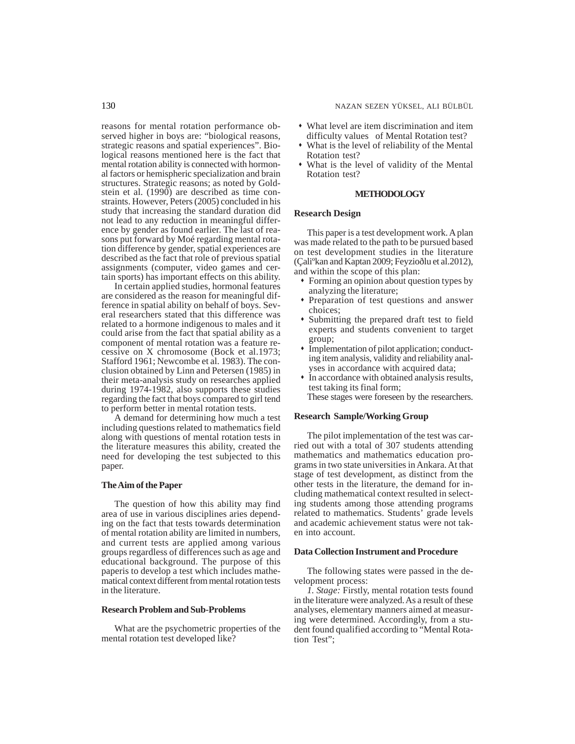reasons for mental rotation performance observed higher in boys are: "biological reasons, strategic reasons and spatial experiences". Biological reasons mentioned here is the fact that mental rotation ability is connected with hormonal factors or hemispheric specialization and brain structures. Strategic reasons; as noted by Goldstein et al. (1990) are described as time constraints. However, Peters (2005) concluded in his study that increasing the standard duration did not lead to any reduction in meaningful difference by gender as found earlier. The last of reasons put forward by Moé regarding mental rotation difference by gender, spatial experiences are described as the fact that role of previous spatial assignments (computer, video games and certain sports) has important effects on this ability.

In certain applied studies, hormonal features are considered as the reason for meaningful difference in spatial ability on behalf of boys. Several researchers stated that this difference was related to a hormone indigenous to males and it could arise from the fact that spatial ability as a component of mental rotation was a feature recessive on X chromosome (Bock et al.1973; Stafford 1961; Newcombe et al. 1983). The conclusion obtained by Linn and Petersen (1985) in their meta-analysis study on researches applied during 1974-1982, also supports these studies regarding the fact that boys compared to girl tend to perform better in mental rotation tests.

A demand for determining how much a test including questions related to mathematics field along with questions of mental rotation tests in the literature measures this ability, created the need for developing the test subjected to this paper.

### The Aim of the Paper

The question of how this ability may find area of use in various disciplines aries depending on the fact that tests towards determination of mental rotation ability are limited in numbers, and current tests are applied among various groups regardless of differences such as age and educational background. The purpose of this paperis to develop a test which includes mathematical context different from mental rotation tests in the literature.

### Research Problem and Sub-Problems

What are the psychometric properties of the mental rotation test developed like?

- What level are item discrimination and item difficulty values of Mental Rotation test?
- What is the level of reliability of the Mental Rotation test?
- What is the level of validity of the Mental Rotation test?

## METHODOLOGY

### Research Design

This paper is a test development work. A plan was made related to the path to be pursued based on test development studies in the literature (Çaliºkan and Kaptan 2009; Feyzioðlu et al.2012), and within the scope of this plan:

- Forming an opinion about question types by analyzing the literature;
- Preparation of test questions and answer choices;
- Submitting the prepared draft test to field experts and students convenient to target group;
- Implementation of pilot application; conducting item analysis, validity and reliability analyses in accordance with acquired data;
- In accordance with obtained analysis results, test taking its final form;

These stages were foreseen by the researchers.

### Research Sample/Working Group

The pilot implementation of the test was carried out with a total of 307 students attending mathematics and mathematics education programs in two state universities in Ankara. At that stage of test development, as distinct from the other tests in the literature, the demand for including mathematical context resulted in selecting students among those attending programs related to mathematics. Students' grade levels and academic achievement status were not taken into account.

### Data Collection Instrument and Procedure

The following states were passed in the development process:

*1. Stage:* Firstly, mental rotation tests found in the literature were analyzed. As a result of these analyses, elementary manners aimed at measuring were determined. Accordingly, from a student found qualified according to "Mental Rotation Test";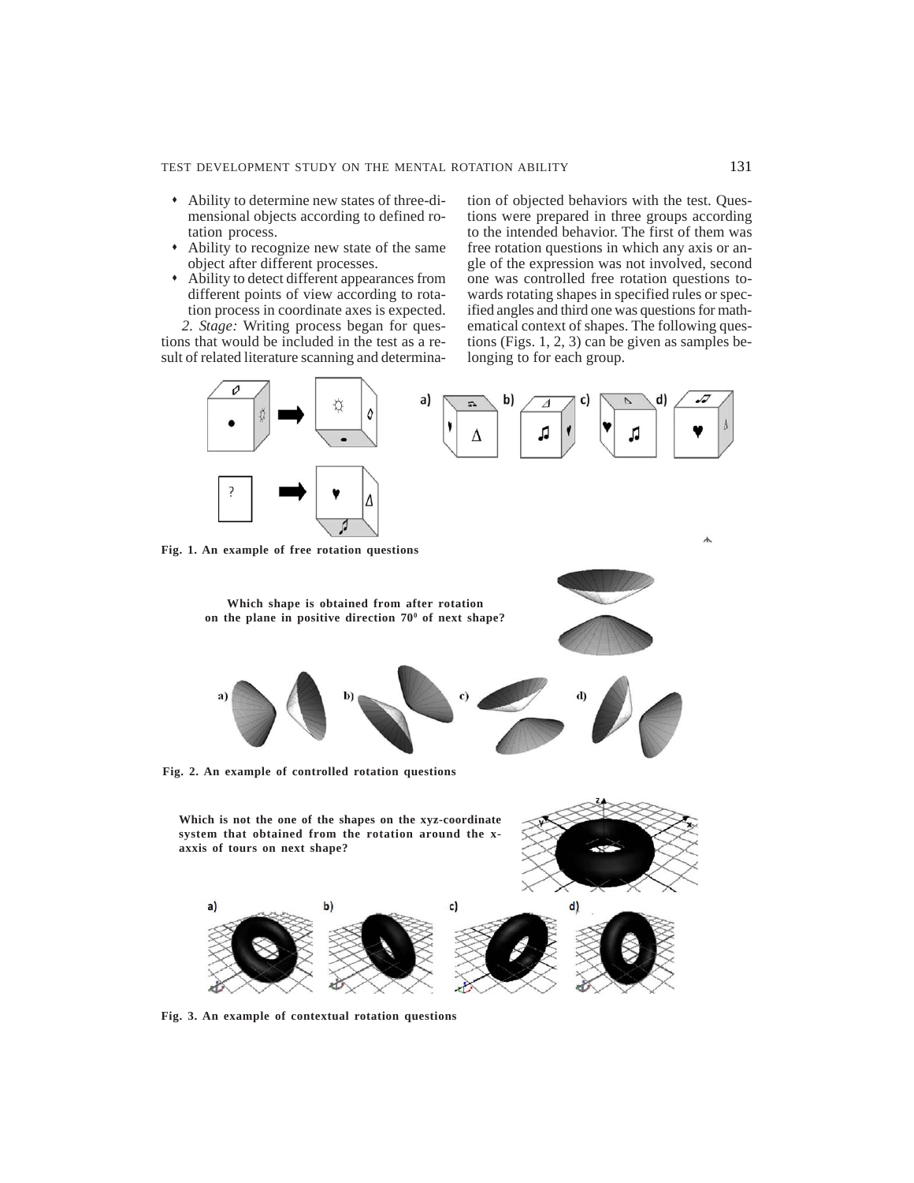- Ability to determine new states of three-dimensional objects according to defined rotation process.
- Ability to recognize new state of the same object after different processes.
- Ability to detect different appearances from different points of view according to rotation process in coordinate axes is expected.

*2. Stage:* Writing process began for questions that would be included in the test as a result of related literature scanning and determination of objected behaviors with the test. Questions were prepared in three groups according to the intended behavior. The first of them was free rotation questions in which any axis or angle of the expression was not involved, second one was controlled free rotation questions towards rotating shapes in specified rules or specified angles and third one was questions for mathematical context of shapes. The following questions (Figs. 1, 2, 3) can be given as samples belonging to for each group.

**Fig. 1. An example of free rotation questions**

**Which shape is obtained from after rotation on the plane in positive direction $70^0$ of next shape?**

**Fig. 2. An example of controlled rotation questions**

**Which is not the one of the shapes on the xyz-coordinate system that obtained from the rotation around the x-axxis of tours on next shape?**

**Fig. 3. An example of contextual rotation questions**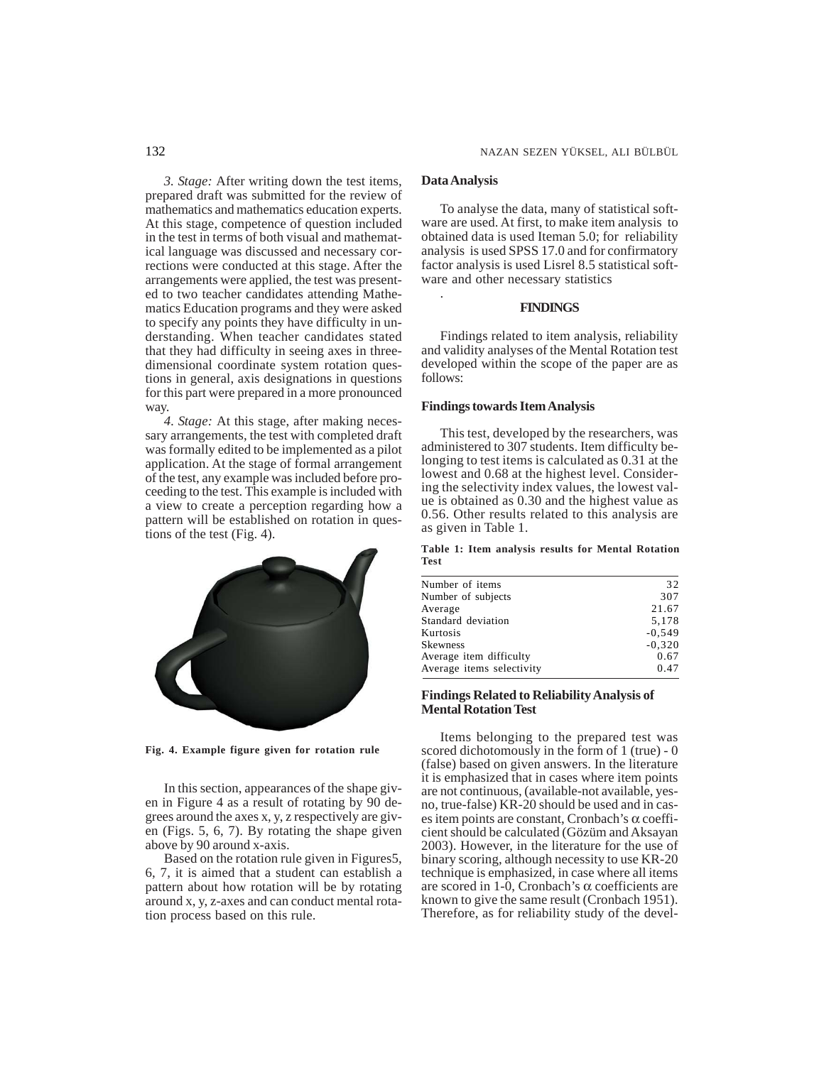*3. Stage:* After writing down the test items, prepared draft was submitted for the review of mathematics and mathematics education experts. At this stage, competence of question included in the test in terms of both visual and mathematical language was discussed and necessary corrections were conducted at this stage. After the arrangements were applied, the test was presented to two teacher candidates attending Mathematics Education programs and they were asked to specify any points they have difficulty in understanding. When teacher candidates stated that they had difficulty in seeing axes in three-dimensional coordinate system rotation questions in general, axis designations in questions for this part were prepared in a more pronounced way.

*4. Stage:* At this stage, after making necessary arrangements, the test with completed draft was formally edited to be implemented as a pilot application. At the stage of formal arrangement of the test, any example was included before proceeding to the test. This example is included with a view to create a perception regarding how a pattern will be established on rotation in questions of the test (Fig. 4).

**Fig. 4. Example figure given for rotation rule**

In this section, appearances of the shape given in Figure 4 as a result of rotating by 90 degrees around the axes x, y, z respectively are given (Figs. 5, 6, 7). By rotating the shape given above by 90 around x-axis.

Based on the rotation rule given in Figures5, 6, 7, it is aimed that a student can establish a pattern about how rotation will be by rotating around x, y, z-axes and can conduct mental rotation process based on this rule.

## Data Analysis

To analyse the data, many of statistical software are used. At first, to make item analysis to obtained data is used Iteman 5.0; for reliability analysis is used SPSS 17.0 and for confirmatory factor analysis is used Lisrel 8.5 statistical software and other necessary statistics

.

# FINDINGS

Findings related to item analysis, reliability and validity analyses of the Mental Rotation test developed within the scope of the paper are as follows:

## Findings towards Item Analysis

This test, developed by the researchers, was administered to 307 students. Item difficulty belonging to test items is calculated as 0.31 at the lowest and 0.68 at the highest level. Considering the selectivity index values, the lowest value is obtained as 0.30 and the highest value as 0.56. Other results related to this analysis are as given in Table 1.

**Table 1: Item analysis results for Mental Rotation Test**

| | |
|---|---|
| Number of items | 32 |
| Number of subjects | 307 |
| Average | 21.67 |
| Standard deviation | 5,178 |
| Kurtosis | -0,549 |
| Skewness | -0,320 |
| Average item difficulty | 0.67 |
| Average items selectivity | 0.47 |

## Findings Related to Reliability Analysis of Mental Rotation Test

Items belonging to the prepared test was scored dichotomously in the form of 1 (true) - 0 (false) based on given answers. In the literature it is emphasized that in cases where item points are not continuous, (available-not available, yes-no, true-false) KR-20 should be used and in cases item points are constant, Cronbach's $\alpha$ coefficient should be calculated (Gözüm and Aksayan 2003). However, in the literature for the use of binary scoring, although necessity to use KR-20 technique is emphasized, in case where all items are scored in 1-0, Cronbach's $\alpha$ coefficients are known to give the same result (Cronbach 1951). Therefore, as for reliability study of the devel-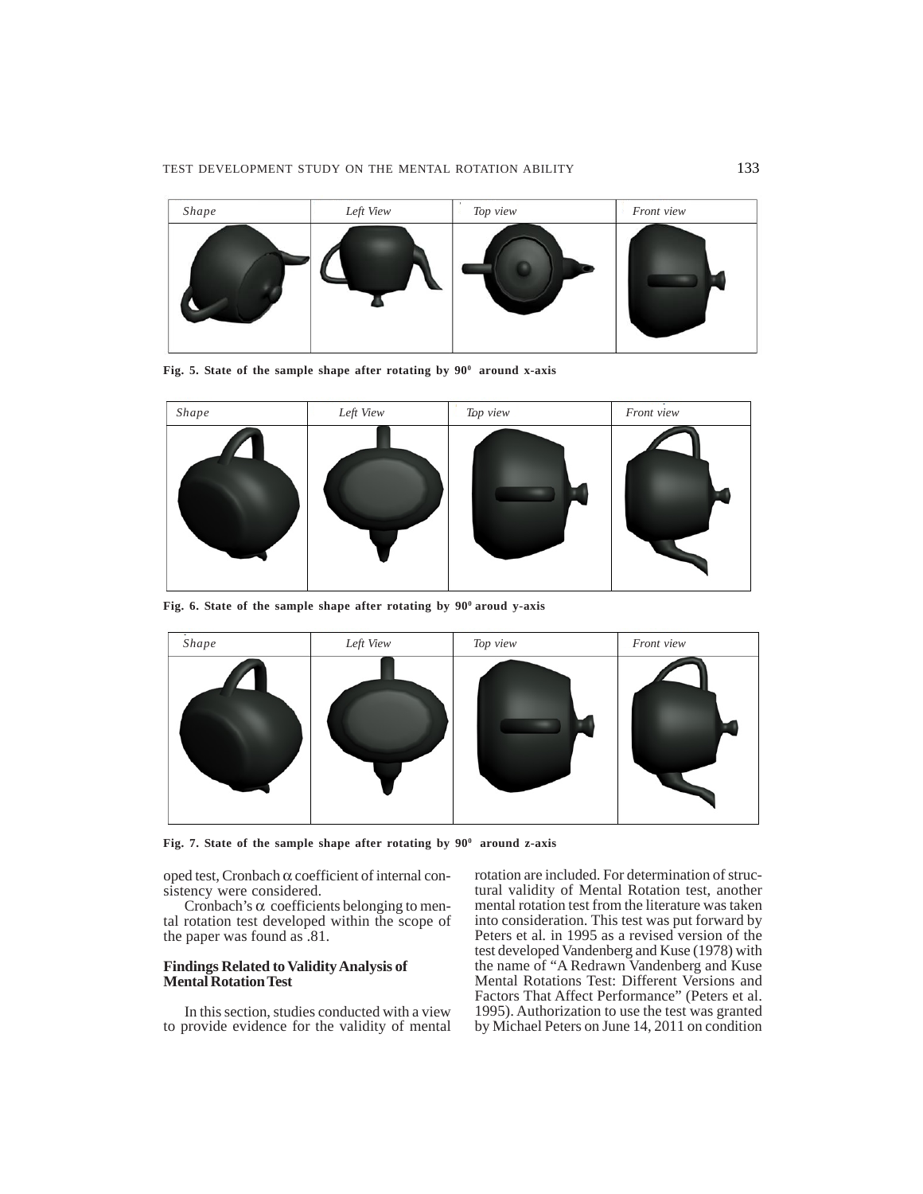| Shape | Left View | Top view | Front view |
|---|---|---|---|
| | | | |

**Fig. 5. State of the sample shape after rotating by $90^0$ around x-axis**

| Shape | Left View | Top view | Front view |
|---|---|---|---|
| | | | |

**Fig. 6. State of the sample shape after rotating by $90^0$ aroud y-axis**

| Shape | Left View | Top view | Front view |
|---|---|---|---|
| | | | |

**Fig. 7. State of the sample shape after rotating by $90^0$ around z-axis**

oped test, Cronbach $\alpha$ coefficient of internal consistency were considered.

Cronbach's $\alpha$ coefficients belonging to mental rotation test developed within the scope of the paper was found as .81.

### Findings Related to Validity Analysis of Mental Rotation Test

In this section, studies conducted with a view to provide evidence for the validity of mental rotation are included. For determination of structural validity of Mental Rotation test, another mental rotation test from the literature was taken into consideration. This test was put forward by Peters et al. in 1995 as a revised version of the test developed Vandenberg and Kuse (1978) with the name of "A Redrawn Vandenberg and Kuse Mental Rotations Test: Different Versions and Factors That Affect Performance" (Peters et al. 1995). Authorization to use the test was granted by Michael Peters on June 14, 2011 on condition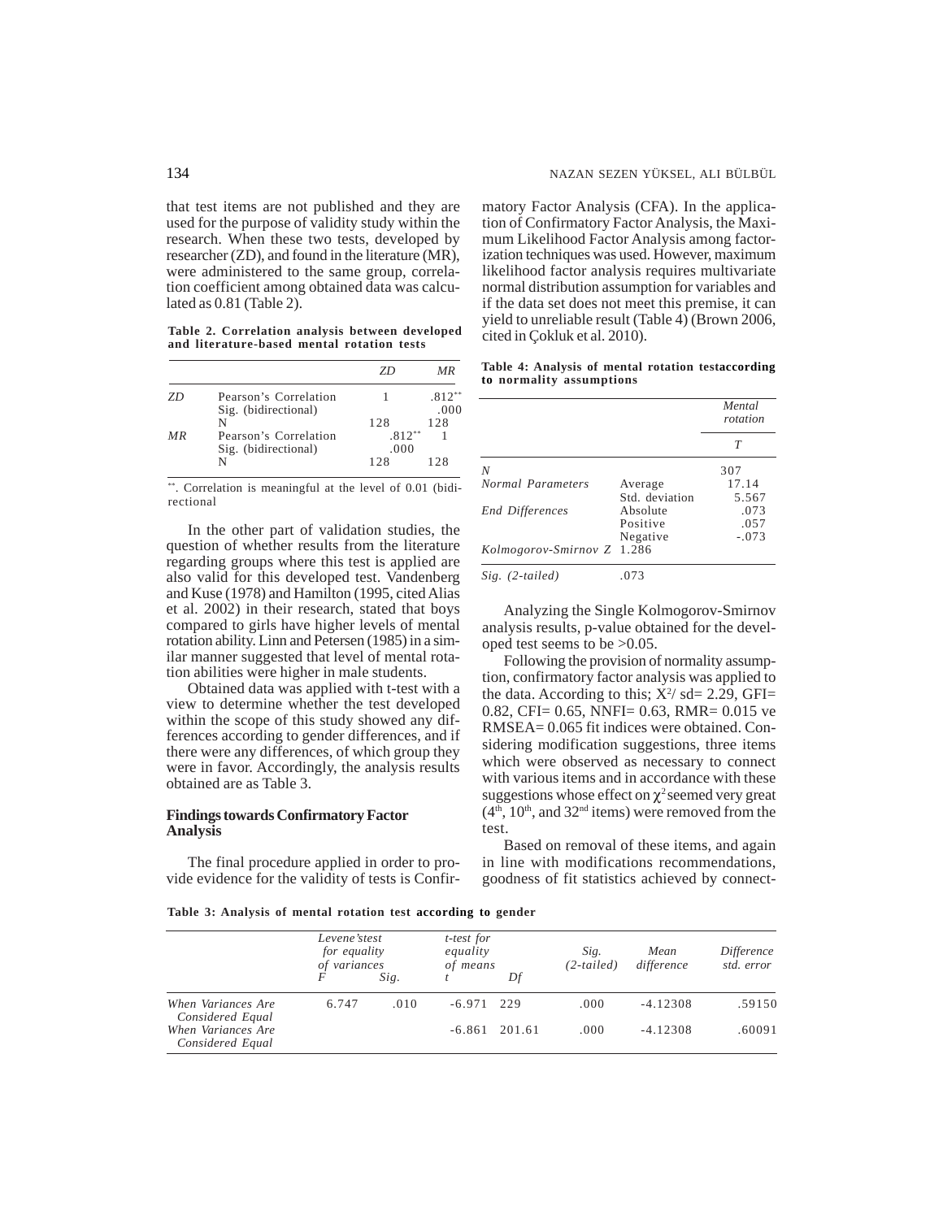that test items are not published and they are used for the purpose of validity study within the research. When these two tests, developed by researcher (ZD), and found in the literature (MR), were administered to the same group, correlation coefficient among obtained data was calculated as 0.81 (Table 2).

**Table 2. Correlation analysis between developed and literature-based mental rotation tests**

| | | *ZD* | *MR* |
|---|---|---|---|
| *ZD* | Pearson's Correlation | 1 | .812** |
| | Sig. (bidirectional) | | .000 |
| | N | 128 | 128 |
| *MR* | Pearson's Correlation | .812** | 1 |
| | Sig. (bidirectional) | .000 | |
| | N | 128 | 128 |

**. Correlation is meaningful at the level of 0.01 (bidirectional

In the other part of validation studies, the question of whether results from the literature regarding groups where this test is applied are also valid for this developed test. Vandenberg and Kuse (1978) and Hamilton (1995, cited Alias et al. 2002) in their research, stated that boys compared to girls have higher levels of mental rotation ability. Linn and Petersen (1985) in a similar manner suggested that level of mental rotation abilities were higher in male students.

Obtained data was applied with t-test with a view to determine whether the test developed within the scope of this study showed any differences according to gender differences, and if there were any differences, of which group they were in favor. Accordingly, the analysis results obtained are as Table 3.

## Findings towards Confirmatory Factor Analysis

The final procedure applied in order to provide evidence for the validity of tests is Confirmatory Factor Analysis (CFA). In the application of Confirmatory Factor Analysis, the Maximum Likelihood Factor Analysis among factorization techniques was used. However, maximum likelihood factor analysis requires multivariate normal distribution assumption for variables and if the data set does not meet this premise, it can yield to unreliable result (Table 4) (Brown 2006, cited in Çokluk et al. 2010).

**Table 4: Analysis of mental rotation testaccording to normality assumptions**

| | | *Mental rotation* |
|---|---|---|
| | | *T* |
| *N* | | 307 |
| *Normal Parameters* | Average | 17.14 |
| | Std. deviation | 5.567 |
| *End Differences* | Absolute | .073 |
| | Positive | .057 |
| | Negative | -.073 |
| *Kolmogorov-Smirnov Z* | 1.286 | |
| *Sig. (2-tailed)* | .073 | |

Analyzing the Single Kolmogorov-Smirnov analysis results, p-value obtained for the developed test seems to be >0.05.

Following the provision of normality assumption, confirmatory factor analysis was applied to the data. According to this; $X^2$/ sd= 2.29, GFI= 0.82, CFI= 0.65, NNFI= 0.63, RMR= 0.015 ve RMSEA= 0.065 fit indices were obtained. Considering modification suggestions, three items which were observed as necessary to connect with various items and in accordance with these suggestions whose effect on $\chi^2$ seemed very great ($4^{th}$, $10^{th}$, and $32^{nd}$ items) were removed from the test.

Based on removal of these items, and again in line with modifications recommendations, goodness of fit statistics achieved by connect-

**Table 3: Analysis of mental rotation test according to gender**

| | *Levene'stest for equality of variances* | | *t-test for equality of means* | | *Sig. (2-tailed)* | *Mean difference* | *Difference std. error* |
|---|---|---|---|---|---|---|---|
| | *F* | *Sig.* | *t* | *Df* | | | |
| *When Variances Are Considered Equal* | 6.747 | .010 | -6.971 | 229 | .000 | -4.12308 | .59150 |
| *When Variances Are Considered Equal* | | | -6.861 | 201.61 | .000 | -4.12308 | .60091 |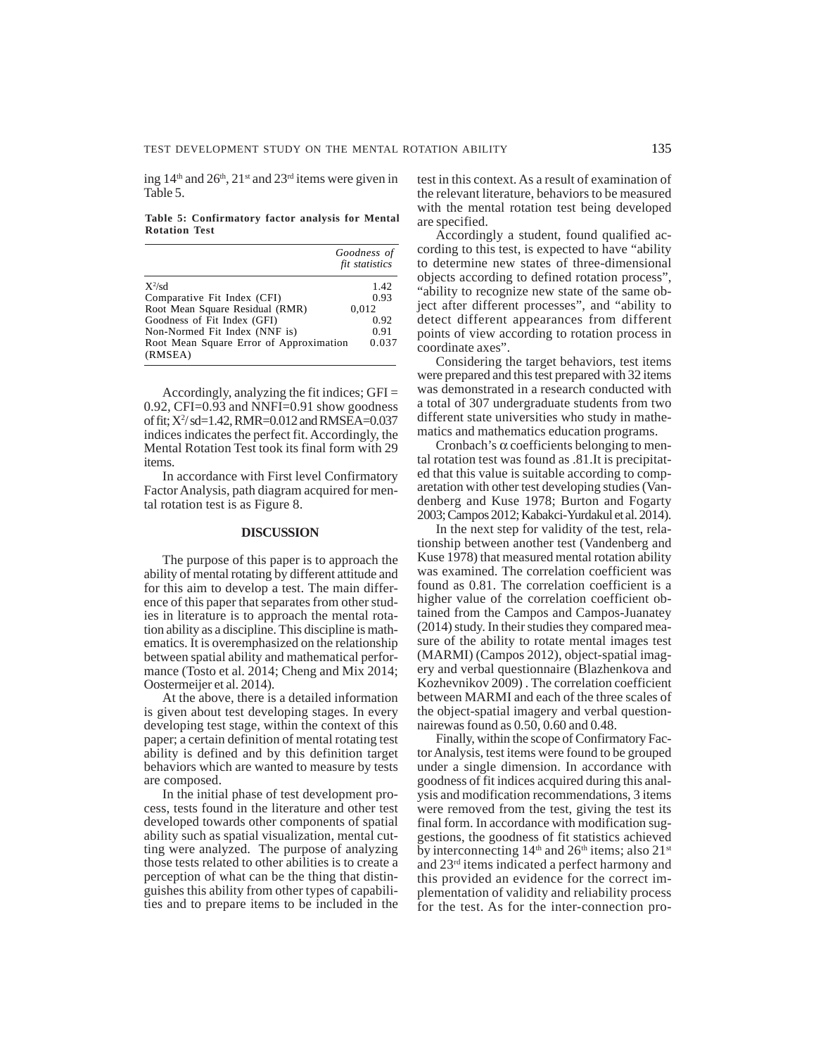ing 14th and 26th, 21st and 23rd items were given in Table 5.

**Table 5: Confirmatory factor analysis for Mental Rotation Test**

| | *Goodness of fit statistics* |
|---|---|
| $X^2$/sd | 1.42 |
| Comparative Fit Index (CFI) | 0.93 |
| Root Mean Square Residual (RMR) | 0,012 |
| Goodness of Fit Index (GFI) | 0.92 |
| Non-Normed Fit Index (NNF is) | 0.91 |
| Root Mean Square Error of Approximation (RMSEA) | 0.037 |

Accordingly, analyzing the fit indices; GFI = 0.92, CFI=0.93 and NNFI=0.91 show goodness of fit; $X^2$/ sd=1.42, RMR=0.012 and RMSEA=0.037 indices indicates the perfect fit. Accordingly, the Mental Rotation Test took its final form with 29 items.

In accordance with First level Confirmatory Factor Analysis, path diagram acquired for mental rotation test is as Figure 8.

## DISCUSSION

The purpose of this paper is to approach the ability of mental rotating by different attitude and for this aim to develop a test. The main difference of this paper that separates from other studies in literature is to approach the mental rotation ability as a discipline. This discipline is mathematics. It is overemphasized on the relationship between spatial ability and mathematical performance (Tosto et al. 2014; Cheng and Mix 2014; Oostermeijer et al. 2014).

At the above, there is a detailed information is given about test developing stages. In every developing test stage, within the context of this paper; a certain definition of mental rotating test ability is defined and by this definition target behaviors which are wanted to measure by tests are composed.

In the initial phase of test development process, tests found in the literature and other test developed towards other components of spatial ability such as spatial visualization, mental cutting were analyzed. The purpose of analyzing those tests related to other abilities is to create a perception of what can be the thing that distinguishes this ability from other types of capabilities and to prepare items to be included in the test in this context. As a result of examination of the relevant literature, behaviors to be measured with the mental rotation test being developed are specified.

Accordingly a student, found qualified according to this test, is expected to have "ability to determine new states of three-dimensional objects according to defined rotation process", "ability to recognize new state of the same object after different processes", and "ability to detect different appearances from different points of view according to rotation process in coordinate axes".

Considering the target behaviors, test items were prepared and this test prepared with 32 items was demonstrated in a research conducted with a total of 307 undergraduate students from two different state universities who study in mathematics and mathematics education programs.

Cronbach's $\alpha$ coefficients belonging to mental rotation test was found as .81.It is precipitated that this value is suitable according to comparetation with other test developing studies (Vandenberg and Kuse 1978; Burton and Fogarty 2003; Campos 2012; Kabakci-Yurdakul et al. 2014).

In the next step for validity of the test, relationship between another test (Vandenberg and Kuse 1978) that measured mental rotation ability was examined. The correlation coefficient was found as 0.81. The correlation coefficient is a higher value of the correlation coefficient obtained from the Campos and Campos-Juanatey (2014) study. In their studies they compared measure of the ability to rotate mental images test (MARMI) (Campos 2012), object-spatial imagery and verbal questionnaire (Blazhenkova and Kozhevnikov 2009) . The correlation coefficient between MARMI and each of the three scales of the object-spatial imagery and verbal questionnairewas found as 0.50, 0.60 and 0.48.

Finally, within the scope of Confirmatory Factor Analysis, test items were found to be grouped under a single dimension. In accordance with goodness of fit indices acquired during this analysis and modification recommendations, 3 items were removed from the test, giving the test its final form. In accordance with modification suggestions, the goodness of fit statistics achieved by interconnecting 14th and 26th items; also 21st and 23rd items indicated a perfect harmony and this provided an evidence for the correct implementation of validity and reliability process for the test. As for the inter-connection pro-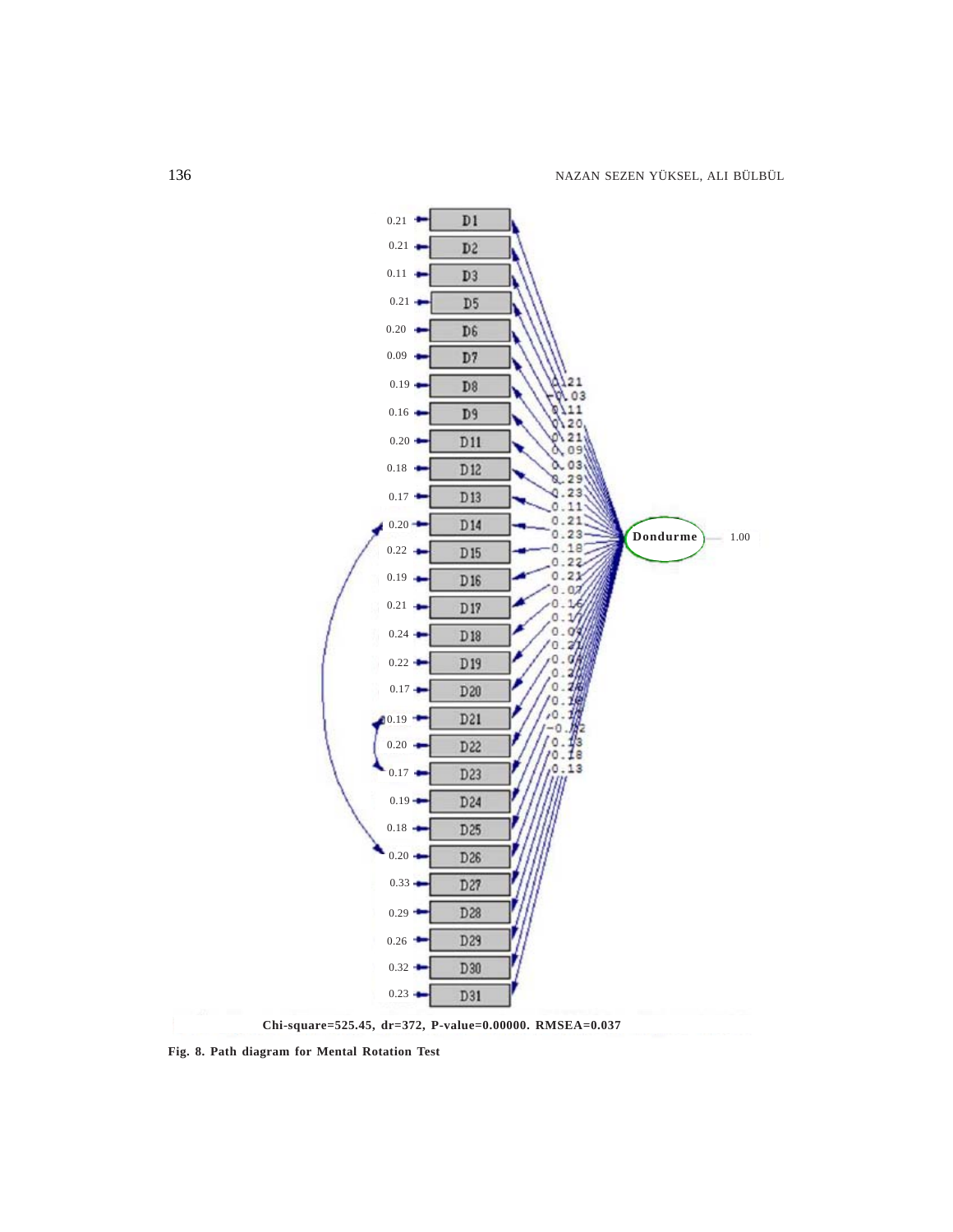Chi-square=525.45, dr=372, P-value=0.00000. RMSEA=0.037

**Fig. 8. Path diagram for Mental Rotation Test**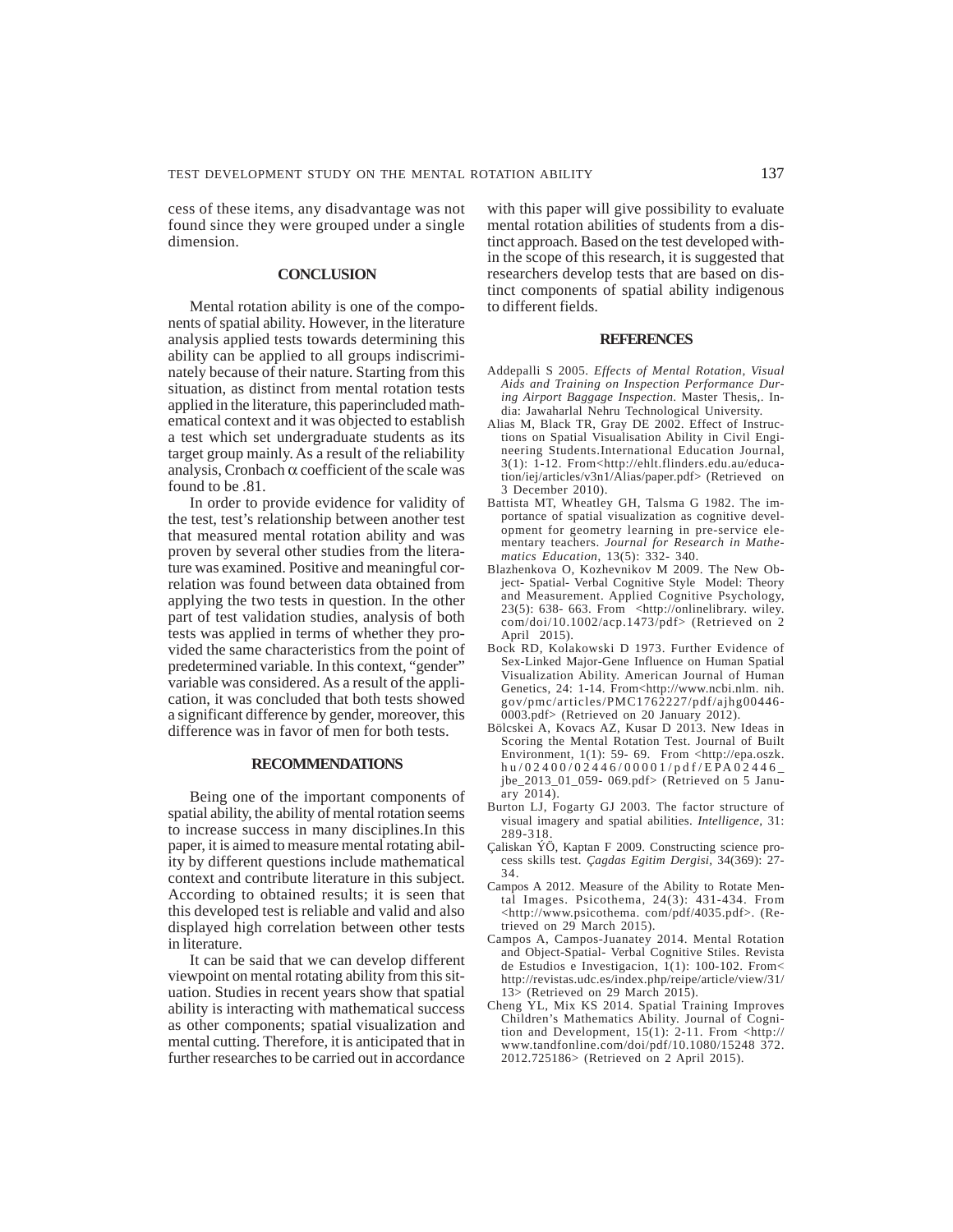cess of these items, any disadvantage was not found since they were grouped under a single dimension.

## CONCLUSION

Mental rotation ability is one of the components of spatial ability. However, in the literature analysis applied tests towards determining this ability can be applied to all groups indiscriminately because of their nature. Starting from this situation, as distinct from mental rotation tests applied in the literature, this paperincluded mathematical context and it was objected to establish a test which set undergraduate students as its target group mainly. As a result of the reliability analysis, Cronbach $\alpha$ coefficient of the scale was found to be .81.

In order to provide evidence for validity of the test, test's relationship between another test that measured mental rotation ability and was proven by several other studies from the literature was examined. Positive and meaningful correlation was found between data obtained from applying the two tests in question. In the other part of test validation studies, analysis of both tests was applied in terms of whether they provided the same characteristics from the point of predetermined variable. In this context, "gender" variable was considered. As a result of the application, it was concluded that both tests showed a significant difference by gender, moreover, this difference was in favor of men for both tests.

## RECOMMENDATIONS

Being one of the important components of spatial ability, the ability of mental rotation seems to increase success in many disciplines.In this paper, it is aimed to measure mental rotating ability by different questions include mathematical context and contribute literature in this subject. According to obtained results; it is seen that this developed test is reliable and valid and also displayed high correlation between other tests in literature.

It can be said that we can develop different viewpoint on mental rotating ability from this situation. Studies in recent years show that spatial ability is interacting with mathematical success as other components; spatial visualization and mental cutting. Therefore, it is anticipated that in further researches to be carried out in accordance with this paper will give possibility to evaluate mental rotation abilities of students from a distinct approach. Based on the test developed within the scope of this research, it is suggested that researchers develop tests that are based on distinct components of spatial ability indigenous to different fields.

## REFERENCES

Addepalli S 2005. *Effects of Mental Rotation, Visual Aids and Training on Inspection Performance During Airport Baggage Inspection.* Master Thesis,. India: Jawaharlal Nehru Technological University.

Alias M, Black TR, Gray DE 2002. Effect of Instructions on Spatial Visualisation Ability in Civil Engineering Students.International Education Journal, 3(1): 1-12. From<http://ehlt.flinders.edu.au/education/iej/articles/v3n1/Alias/paper.pdf> (Retrieved on 3 December 2010).

Battista MT, Wheatley GH, Talsma G 1982. The importance of spatial visualization as cognitive development for geometry learning in pre-service elementary teachers. *Journal for Research in Mathematics Education,* 13(5): 332- 340.

Blazhenkova O, Kozhevnikov M 2009. The New Object- Spatial- Verbal Cognitive Style Model: Theory and Measurement. Applied Cognitive Psychology, 23(5): 638- 663. From <http://onlinelibrary. wiley. com/doi/10.1002/acp.1473/pdf> (Retrieved on 2 April 2015).

Bock RD, Kolakowski D 1973. Further Evidence of Sex-Linked Major-Gene Influence on Human Spatial Visualization Ability. American Journal of Human Genetics, 24: 1-14. From<http://www.ncbi.nlm. nih. gov/pmc/articles/PMC1762227/pdf/ajhg00446-0003.pdf> (Retrieved on 20 January 2012).

Bölcskei A, Kovacs AZ, Kusar D 2013. New Ideas in Scoring the Mental Rotation Test. Journal of Built Environment, 1(1): 59- 69. From <http://epa.oszk. hu/02400/02446/00001/pdf/EPA02446_jbe_2013_01_059- 069.pdf> (Retrieved on 5 January 2014).

Burton LJ, Fogarty GJ 2003. The factor structure of visual imagery and spatial abilities. *Intelligence,* 31: 289-318.

Çaliskan ÝÖ, Kaptan F 2009. Constructing science process skills test. *Çagdas Egitim Dergisi,* 34(369): 27-34.

Campos A 2012. Measure of the Ability to Rotate Mental Images. Psicothema, 24(3): 431-434. From <http://www.psicothema. com/pdf/4035.pdf>. (Retrieved on 29 March 2015).

Campos A, Campos-Juanatey 2014. Mental Rotation and Object-Spatial- Verbal Cognitive Stiles. Revista de Estudios e Investigacion, 1(1): 100-102. From< http://revistas.udc.es/index.php/reipe/article/view/31/13> (Retrieved on 29 March 2015).

Cheng YL, Mix KS 2014. Spatial Training Improves Children's Mathematics Ability. Journal of Cognition and Development, 15(1): 2-11. From <http://www.tandfonline.com/doi/pdf/10.1080/15248 372. 2012.725186> (Retrieved on 2 April 2015).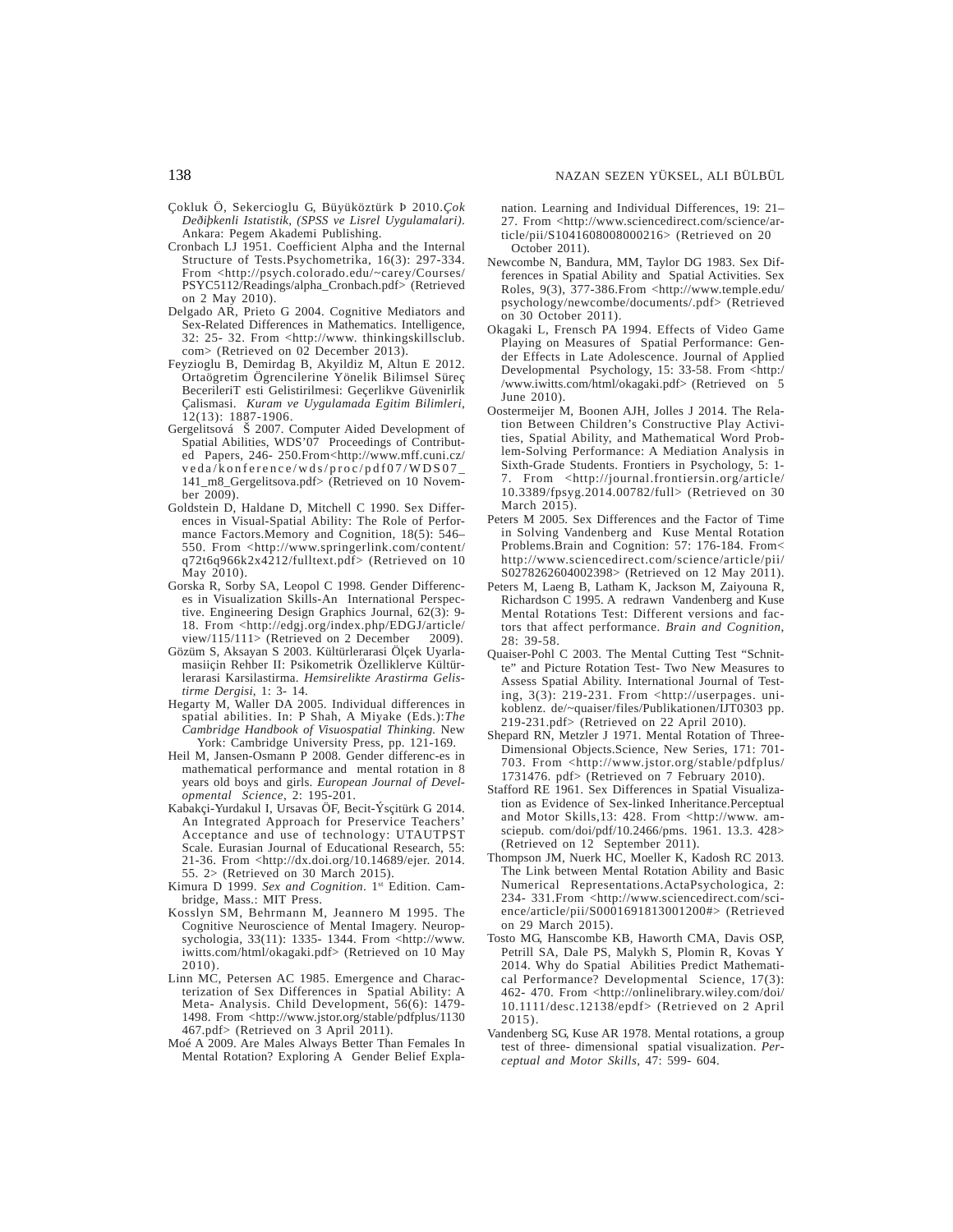Çokluk Ö, Sekercioglu G, Büyüköztürk Þ 2010.*Çok Deðiþkenli Istatistik, (SPSS ve Lisrel Uygulamalari)*. Ankara: Pegem Akademi Publishing.

Cronbach LJ 1951. Coefficient Alpha and the Internal Structure of Tests.Psychometrika, 16(3): 297-334. From <http://psych.colorado.edu/~carey/Courses/PSYC5112/Readings/alpha_Cronbach.pdf> (Retrieved on 2 May 2010).

Delgado AR, Prieto G 2004. Cognitive Mediators and Sex-Related Differences in Mathematics. Intelligence, 32: 25- 32. From <http://www. thinkingskillsclub. com> (Retrieved on 02 December 2013).

Feyzioglu B, Demirdag B, Akyildiz M, Altun E 2012. Ortaögretim Ögrencilerine Yönelik Bilimsel Süreç BecerileriT esti Gelistirilmesi: Geçerlikve Güvenirlik Çalismasi. *Kuram ve Uygulamada Egitim Bilimleri*, 12(13): 1887-1906.

Gergelitsová Š 2007. Computer Aided Development of Spatial Abilities, WDS'07 Proceedings of Contributed Papers, 246- 250.From<http://www.mff.cuni.cz/veda/konference/wds/proc/pdf07/WDS07_141_m8_Gergelitsova.pdf> (Retrieved on 10 November 2009).

Goldstein D, Haldane D, Mitchell C 1990. Sex Differences in Visual-Spatial Ability: The Role of Performance Factors.Memory and Cognition, 18(5): 546–550. From <http://www.springerlink.com/content/q72t6q966k2x4212/fulltext.pdf> (Retrieved on 10 May 2010).

Gorska R, Sorby SA, Leopol C 1998. Gender Differences in Visualization Skills-An International Perspective. Engineering Design Graphics Journal, 62(3): 9-18. From <http://edgj.org/index.php/EDGJ/article/view/115/111> (Retrieved on 2 December 2009).

Gözüm S, Aksayan S 2003. Kültürlerarasi Ölçek Uyarlamasiiçin Rehber II: Psikometrik Özelliklerve Kültürlerarasi Karsilastirma. *Hemsirelikte Arastirma Gelistirme Dergisi*, 1: 3- 14.

Hegarty M, Waller DA 2005. Individual differences in spatial abilities. In: P Shah, A Miyake (Eds.):*The Cambridge Handbook of Visuospatial Thinking.* New York: Cambridge University Press, pp. 121-169.

Heil M, Jansen-Osmann P 2008. Gender differenc-es in mathematical performance and mental rotation in 8 years old boys and girls. *European Journal of Developmental Science*, 2: 195-201.

Kabakçi-Yurdakul I, Ursavas ÖF, Becit-Ýsçitürk G 2014. An Integrated Approach for Preservice Teachers' Acceptance and use of technology: UTAUTPST Scale. Eurasian Journal of Educational Research, 55: 21-36. From <http://dx.doi.org/10.14689/ejer. 2014. 55. 2> (Retrieved on 30 March 2015).

Kimura D 1999. *Sex and Cognition*. 1st Edition. Cambridge, Mass.: MIT Press.

Kosslyn SM, Behrmann M, Jeannero M 1995. The Cognitive Neuroscience of Mental Imagery. Neuropsychologia, 33(11): 1335- 1344. From <http://www. iwitts.com/html/okagaki.pdf> (Retrieved on 10 May 2010).

Linn MC, Petersen AC 1985. Emergence and Characterization of Sex Differences in Spatial Ability: A Meta- Analysis. Child Development, 56(6): 1479-1498. From <http://www.jstor.org/stable/pdfplus/1130467.pdf> (Retrieved on 3 April 2011).

Moé A 2009. Are Males Always Better Than Females In Mental Rotation? Exploring A Gender Belief Explanation. Learning and Individual Differences, 19: 21–27. From <http://www.sciencedirect.com/science/article/pii/S1041608008000216> (Retrieved on 20 October 2011).

Newcombe N, Bandura, MM, Taylor DG 1983. Sex Differences in Spatial Ability and Spatial Activities. Sex Roles, 9(3), 377-386.From <http://www.temple.edu/psychology/newcombe/documents/.pdf> (Retrieved on 30 October 2011).

Okagaki L, Frensch PA 1994. Effects of Video Game Playing on Measures of Spatial Performance: Gender Effects in Late Adolescence. Journal of Applied Developmental Psychology, 15: 33-58. From <http://www.iwitts.com/html/okagaki.pdf> (Retrieved on 5 June 2010).

Oostermeijer M, Boonen AJH, Jolles J 2014. The Relation Between Children's Constructive Play Activities, Spatial Ability, and Mathematical Word Problem-Solving Performance: A Mediation Analysis in Sixth-Grade Students. Frontiers in Psychology, 5: 1-7. From <http://journal.frontiersin.org/article/10.3389/fpsyg.2014.00782/full> (Retrieved on 30 March 2015).

Peters M 2005. Sex Differences and the Factor of Time in Solving Vandenberg and Kuse Mental Rotation Problems.Brain and Cognition: 57: 176-184. From< http://www.sciencedirect.com/science/article/pii/S0278262604002398> (Retrieved on 12 May 2011).

Peters M, Laeng B, Latham K, Jackson M, Zaiyouna R, Richardson C 1995. A redrawn Vandenberg and Kuse Mental Rotations Test: Different versions and factors that affect performance. *Brain and Cognition*, 28: 39-58.

Quaiser-Pohl C 2003. The Mental Cutting Test "Schnitte" and Picture Rotation Test- Two New Measures to Assess Spatial Ability. International Journal of Testing, 3(3): 219-231. From <http://userpages. uni-koblenz. de/~quaiser/files/Publikationen/IJT0303 pp. 219-231.pdf> (Retrieved on 22 April 2010).

Shepard RN, Metzler J 1971. Mental Rotation of Three-Dimensional Objects.Science, New Series, 171: 701-703. From <http://www.jstor.org/stable/pdfplus/1731476. pdf> (Retrieved on 7 February 2010).

Stafford RE 1961. Sex Differences in Spatial Visualization as Evidence of Sex-linked Inheritance.Perceptual and Motor Skills,13: 428. From <http://www. amsciepub. com/doi/pdf/10.2466/pms. 1961. 13.3. 428> (Retrieved on 12 September 2011).

Thompson JM, Nuerk HC, Moeller K, Kadosh RC 2013. The Link between Mental Rotation Ability and Basic Numerical Representations.ActaPsychologica, 2: 234- 331.From <http://www.sciencedirect.com/science/article/pii/S0001691813001200#> (Retrieved on 29 March 2015).

Tosto MG, Hanscombe KB, Haworth CMA, Davis OSP, Petrill SA, Dale PS, Malykh S, Plomin R, Kovas Y 2014. Why do Spatial Abilities Predict Mathematical Performance? Developmental Science, 17(3): 462- 470. From <http://onlinelibrary.wiley.com/doi/10.1111/desc.12138/epdf> (Retrieved on 2 April 2015).

Vandenberg SG, Kuse AR 1978. Mental rotations, a group test of three- dimensional spatial visualization. *Perceptual and Motor Skills*, 47: 599- 604.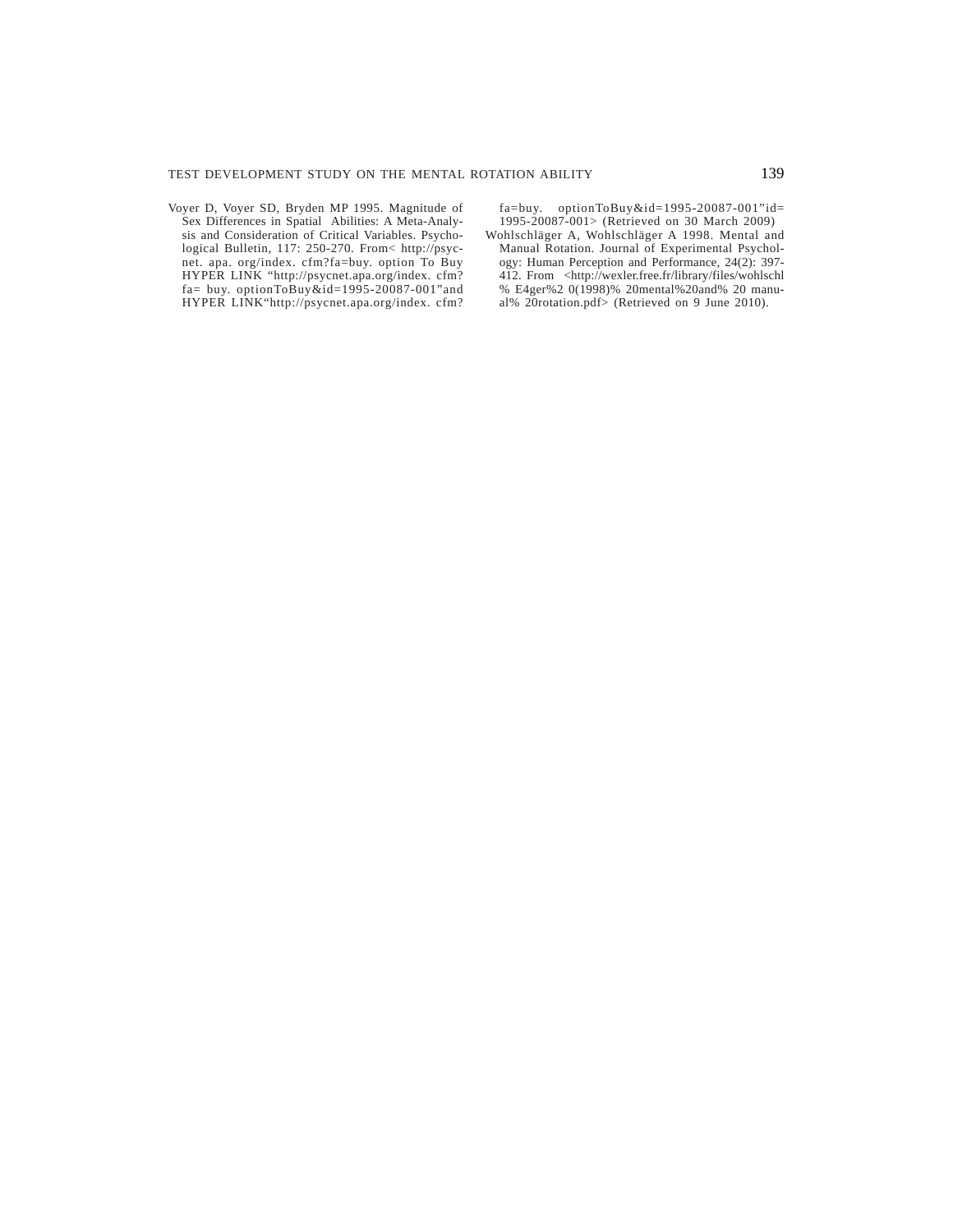Voyer D, Voyer SD, Bryden MP 1995. Magnitude of Sex Differences in Spatial Abilities: A Meta-Analysis and Consideration of Critical Variables. Psychological Bulletin, 117: 250-270. From< http://psycnet. apa. org/index. cfm?fa=buy. option To Buy HYPER LINK "http://psycnet.apa.org/index. cfm?fa= buy. optionToBuy&id=1995-20087-001"and HYPER LINK"http://psycnet.apa.org/index. cfm?fa=buy. optionToBuy&id=1995-20087-001"id= 1995-20087-001> (Retrieved on 30 March 2009)

Wohlschläger A, Wohlschläger A 1998. Mental and Manual Rotation. Journal of Experimental Psychology: Human Perception and Performance, 24(2): 397-412. From <http://wexler.free.fr/library/files/wohlschl% E4ger%2 0(1998)% 20mental%20and% 20 manual% 20rotation.pdf> (Retrieved on 9 June 2010).